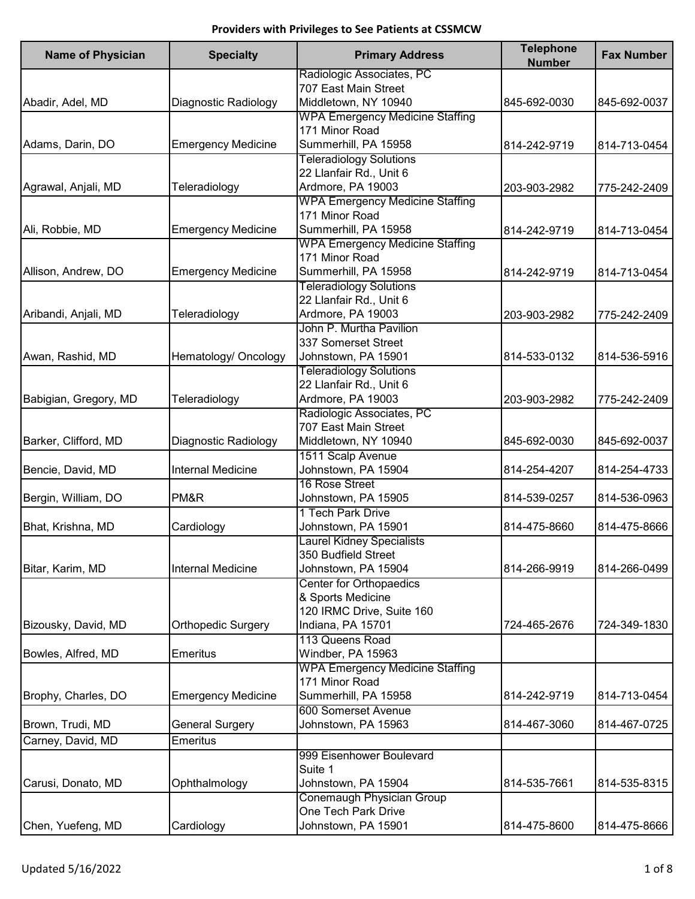# Providers with Privileges to See Patients at CSSMCW

| Name of Physician | Specialty | Primary Address | Telephone Number | Fax Number |
|---|---|---|---|---|
| Abadir, Adel, MD | Diagnostic Radiology | Radiologic Associates, PC<br>707 East Main Street<br>Middletown, NY 10940 | 845-692-0030 | 845-692-0037 |
| Adams, Darin, DO | Emergency Medicine | WPA Emergency Medicine Staffing<br>171 Minor Road<br>Summerhill, PA 15958 | 814-242-9719 | 814-713-0454 |
| Agrawal, Anjali, MD | Teleradiology | Teleradiology Solutions<br>22 Llanfair Rd., Unit 6<br>Ardmore, PA 19003 | 203-903-2982 | 775-242-2409 |
| Ali, Robbie, MD | Emergency Medicine | WPA Emergency Medicine Staffing<br>171 Minor Road<br>Summerhill, PA 15958 | 814-242-9719 | 814-713-0454 |
| Allison, Andrew, DO | Emergency Medicine | WPA Emergency Medicine Staffing<br>171 Minor Road<br>Summerhill, PA 15958 | 814-242-9719 | 814-713-0454 |
| Aribandi, Anjali, MD | Teleradiology | Teleradiology Solutions<br>22 Llanfair Rd., Unit 6<br>Ardmore, PA 19003 | 203-903-2982 | 775-242-2409 |
| Awan, Rashid, MD | Hematology/ Oncology | John P. Murtha Pavilion<br>337 Somerset Street<br>Johnstown, PA 15901 | 814-533-0132 | 814-536-5916 |
| Babigian, Gregory, MD | Teleradiology | Teleradiology Solutions<br>22 Llanfair Rd., Unit 6<br>Ardmore, PA 19003 | 203-903-2982 | 775-242-2409 |
| Barker, Clifford, MD | Diagnostic Radiology | Radiologic Associates, PC<br>707 East Main Street<br>Middletown, NY 10940 | 845-692-0030 | 845-692-0037 |
| Bencie, David, MD | Internal Medicine | 1511 Scalp Avenue<br>Johnstown, PA 15904 | 814-254-4207 | 814-254-4733 |
| Bergin, William, DO | PM&R | 16 Rose Street<br>Johnstown, PA 15905 | 814-539-0257 | 814-536-0963 |
| Bhat, Krishna, MD | Cardiology | 1 Tech Park Drive<br>Johnstown, PA 15901 | 814-475-8660 | 814-475-8666 |
| Bitar, Karim, MD | Internal Medicine | Laurel Kidney Specialists<br>350 Budfield Street<br>Johnstown, PA 15904 | 814-266-9919 | 814-266-0499 |
| Bizousky, David, MD | Orthopedic Surgery | Center for Orthopaedics<br>& Sports Medicine<br>120 IRMC Drive, Suite 160<br>Indiana, PA 15701 | 724-465-2676 | 724-349-1830 |
| Bowles, Alfred, MD | Emeritus | 113 Queens Road<br>Windber, PA 15963 | | |
| Brophy, Charles, DO | Emergency Medicine | WPA Emergency Medicine Staffing<br>171 Minor Road<br>Summerhill, PA 15958 | 814-242-9719 | 814-713-0454 |
| Brown, Trudi, MD | General Surgery | 600 Somerset Avenue<br>Johnstown, PA 15963 | 814-467-3060 | 814-467-0725 |
| Carney, David, MD | Emeritus | | | |
| Carusi, Donato, MD | Ophthalmology | 999 Eisenhower Boulevard<br>Suite 1<br>Johnstown, PA 15904 | 814-535-7661 | 814-535-8315 |
| Chen, Yuefeng, MD | Cardiology | Conemaugh Physician Group<br>One Tech Park Drive<br>Johnstown, PA 15901 | 814-475-8600 | 814-475-8666 |

Updated 5/16/2022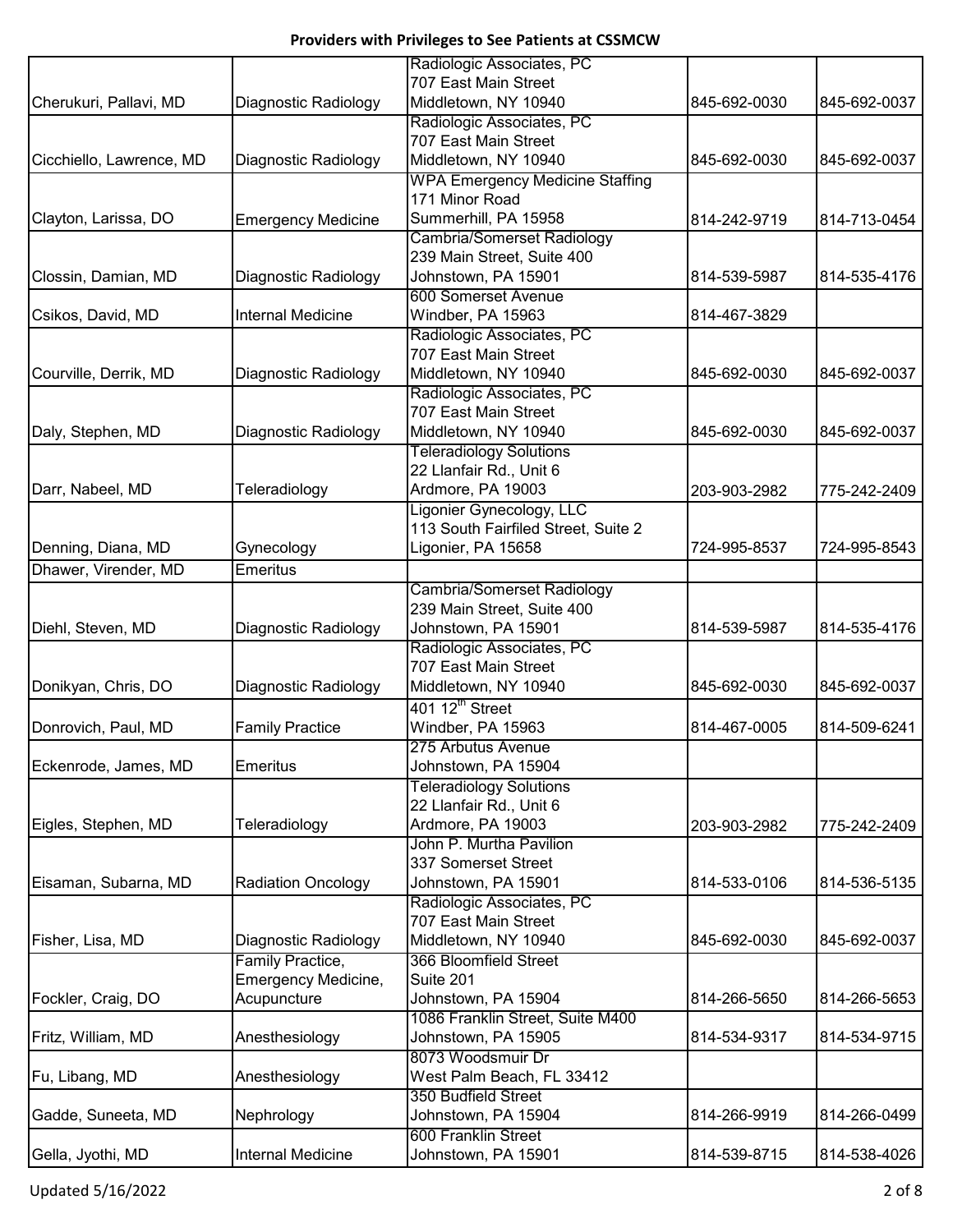**Providers with Privileges to See Patients at CSSMCW**

| | | | | |
|---|---|---|---|---|
| Cherukuri, Pallavi, MD | Diagnostic Radiology | Radiologic Associates, PC<br>707 East Main Street<br>Middletown, NY 10940 | 845-692-0030 | 845-692-0037 |
| Cicchiello, Lawrence, MD | Diagnostic Radiology | Radiologic Associates, PC<br>707 East Main Street<br>Middletown, NY 10940 | 845-692-0030 | 845-692-0037 |
| Clayton, Larissa, DO | Emergency Medicine | WPA Emergency Medicine Staffing<br>171 Minor Road<br>Summerhill, PA 15958 | 814-242-9719 | 814-713-0454 |
| Clossin, Damian, MD | Diagnostic Radiology | Cambria/Somerset Radiology<br>239 Main Street, Suite 400<br>Johnstown, PA 15901 | 814-539-5987 | 814-535-4176 |
| Csikos, David, MD | Internal Medicine | 600 Somerset Avenue<br>Windber, PA 15963 | 814-467-3829 | |
| Courville, Derrik, MD | Diagnostic Radiology | Radiologic Associates, PC<br>707 East Main Street<br>Middletown, NY 10940 | 845-692-0030 | 845-692-0037 |
| Daly, Stephen, MD | Diagnostic Radiology | Radiologic Associates, PC<br>707 East Main Street<br>Middletown, NY 10940 | 845-692-0030 | 845-692-0037 |
| Darr, Nabeel, MD | Teleradiology | Teleradiology Solutions<br>22 Llanfair Rd., Unit 6<br>Ardmore, PA 19003 | 203-903-2982 | 775-242-2409 |
| Denning, Diana, MD | Gynecology | Ligonier Gynecology, LLC<br>113 South Fairfiled Street, Suite 2<br>Ligonier, PA 15658 | 724-995-8537 | 724-995-8543 |
| Dhawer, Virender, MD | Emeritus | | | |
| Diehl, Steven, MD | Diagnostic Radiology | Cambria/Somerset Radiology<br>239 Main Street, Suite 400<br>Johnstown, PA 15901 | 814-539-5987 | 814-535-4176 |
| Donikyan, Chris, DO | Diagnostic Radiology | Radiologic Associates, PC<br>707 East Main Street<br>Middletown, NY 10940 | 845-692-0030 | 845-692-0037 |
| Donrovich, Paul, MD | Family Practice | 401 12th Street<br>Windber, PA 15963 | 814-467-0005 | 814-509-6241 |
| Eckenrode, James, MD | Emeritus | 275 Arbutus Avenue<br>Johnstown, PA 15904 | | |
| Eigles, Stephen, MD | Teleradiology | Teleradiology Solutions<br>22 Llanfair Rd., Unit 6<br>Ardmore, PA 19003 | 203-903-2982 | 775-242-2409 |
| Eisaman, Subarna, MD | Radiation Oncology | John P. Murtha Pavilion<br>337 Somerset Street<br>Johnstown, PA 15901 | 814-533-0106 | 814-536-5135 |
| Fisher, Lisa, MD | Diagnostic Radiology | Radiologic Associates, PC<br>707 East Main Street<br>Middletown, NY 10940 | 845-692-0030 | 845-692-0037 |
| Fockler, Craig, DO | Family Practice,<br>Emergency Medicine,<br>Acupuncture | 366 Bloomfield Street<br>Suite 201<br>Johnstown, PA 15904 | 814-266-5650 | 814-266-5653 |
| Fritz, William, MD | Anesthesiology | 1086 Franklin Street, Suite M400<br>Johnstown, PA 15905 | 814-534-9317 | 814-534-9715 |
| Fu, Libang, MD | Anesthesiology | 8073 Woodsmuir Dr<br>West Palm Beach, FL 33412 | | |
| Gadde, Suneeta, MD | Nephrology | 350 Budfield Street<br>Johnstown, PA 15904 | 814-266-9919 | 814-266-0499 |
| Gella, Jyothi, MD | Internal Medicine | 600 Franklin Street<br>Johnstown, PA 15901 | 814-539-8715 | 814-538-4026 |

Updated 5/16/2022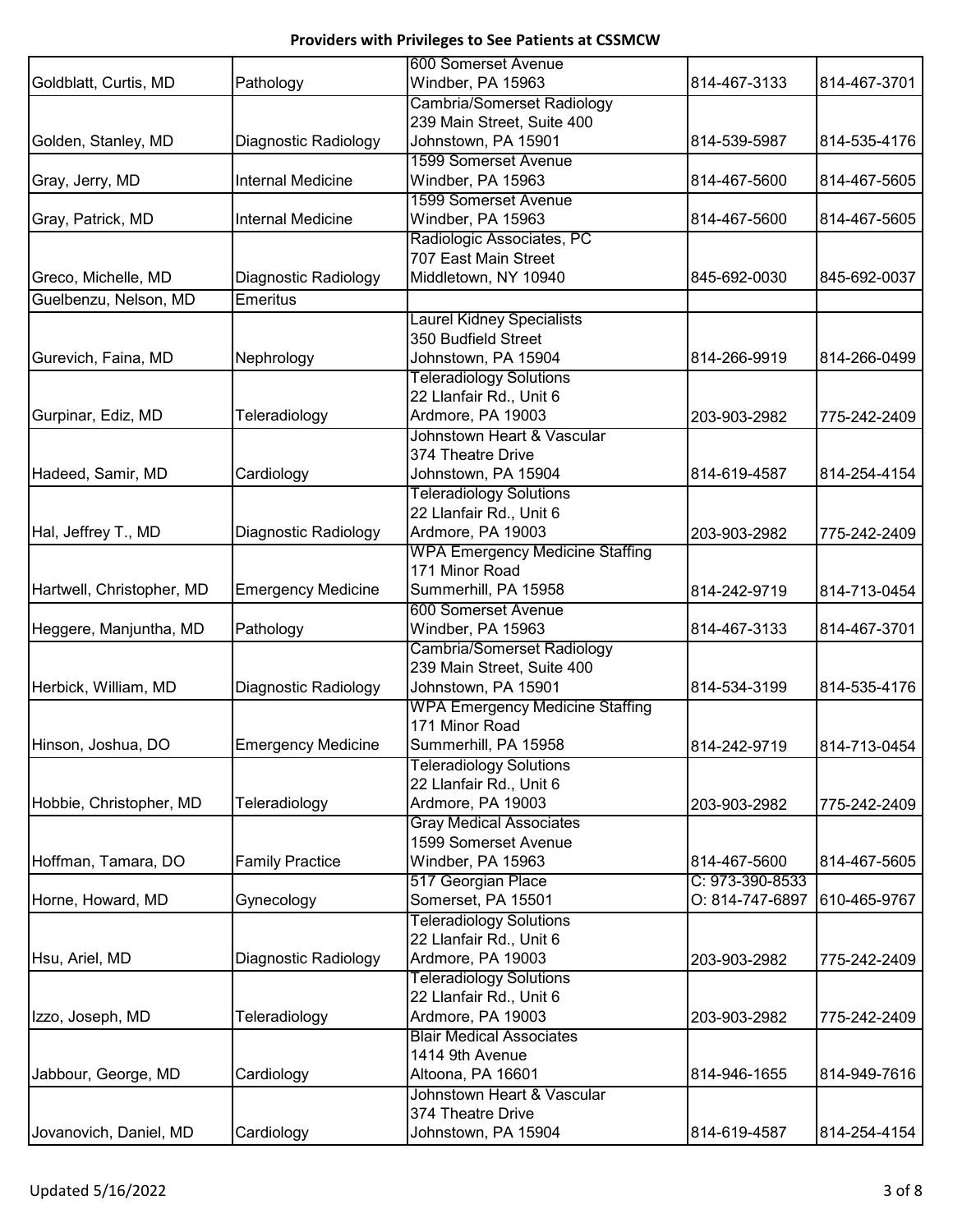**Providers with Privileges to See Patients at CSSMCW**

| Name | Specialty | Address | Phone | Fax |
|---|---|---|---|---|
| Goldblatt, Curtis, MD | Pathology | 600 Somerset Avenue<br>Windber, PA 15963 | 814-467-3133 | 814-467-3701 |
| Golden, Stanley, MD | Diagnostic Radiology | Cambria/Somerset Radiology<br>239 Main Street, Suite 400<br>Johnstown, PA 15901 | 814-539-5987 | 814-535-4176 |
| Gray, Jerry, MD | Internal Medicine | 1599 Somerset Avenue<br>Windber, PA 15963 | 814-467-5600 | 814-467-5605 |
| Gray, Patrick, MD | Internal Medicine | 1599 Somerset Avenue<br>Windber, PA 15963 | 814-467-5600 | 814-467-5605 |
| Greco, Michelle, MD | Diagnostic Radiology | Radiologic Associates, PC<br>707 East Main Street<br>Middletown, NY 10940 | 845-692-0030 | 845-692-0037 |
| Guelbenzu, Nelson, MD | Emeritus | | | |
| Gurevich, Faina, MD | Nephrology | Laurel Kidney Specialists<br>350 Budfield Street<br>Johnstown, PA 15904 | 814-266-9919 | 814-266-0499 |
| Gurpinar, Ediz, MD | Teleradiology | Teleradiology Solutions<br>22 Llanfair Rd., Unit 6<br>Ardmore, PA 19003 | 203-903-2982 | 775-242-2409 |
| Hadeed, Samir, MD | Cardiology | Johnstown Heart & Vascular<br>374 Theatre Drive<br>Johnstown, PA 15904 | 814-619-4587 | 814-254-4154 |
| Hal, Jeffrey T., MD | Diagnostic Radiology | Teleradiology Solutions<br>22 Llanfair Rd., Unit 6<br>Ardmore, PA 19003 | 203-903-2982 | 775-242-2409 |
| Hartwell, Christopher, MD | Emergency Medicine | WPA Emergency Medicine Staffing<br>171 Minor Road<br>Summerhill, PA 15958 | 814-242-9719 | 814-713-0454 |
| Heggere, Manjuntha, MD | Pathology | 600 Somerset Avenue<br>Windber, PA 15963 | 814-467-3133 | 814-467-3701 |
| Herbick, William, MD | Diagnostic Radiology | Cambria/Somerset Radiology<br>239 Main Street, Suite 400<br>Johnstown, PA 15901 | 814-534-3199 | 814-535-4176 |
| Hinson, Joshua, DO | Emergency Medicine | WPA Emergency Medicine Staffing<br>171 Minor Road<br>Summerhill, PA 15958 | 814-242-9719 | 814-713-0454 |
| Hobbie, Christopher, MD | Teleradiology | Teleradiology Solutions<br>22 Llanfair Rd., Unit 6<br>Ardmore, PA 19003 | 203-903-2982 | 775-242-2409 |
| Hoffman, Tamara, DO | Family Practice | Gray Medical Associates<br>1599 Somerset Avenue<br>Windber, PA 15963 | 814-467-5600 | 814-467-5605 |
| Horne, Howard, MD | Gynecology | 517 Georgian Place<br>Somerset, PA 15501 | C: 973-390-8533<br>O: 814-747-6897 | 610-465-9767 |
| Hsu, Ariel, MD | Diagnostic Radiology | Teleradiology Solutions<br>22 Llanfair Rd., Unit 6<br>Ardmore, PA 19003 | 203-903-2982 | 775-242-2409 |
| Izzo, Joseph, MD | Teleradiology | Teleradiology Solutions<br>22 Llanfair Rd., Unit 6<br>Ardmore, PA 19003 | 203-903-2982 | 775-242-2409 |
| Jabbour, George, MD | Cardiology | Blair Medical Associates<br>1414 9th Avenue<br>Altoona, PA 16601 | 814-946-1655 | 814-949-7616 |
| Jovanovich, Daniel, MD | Cardiology | Johnstown Heart & Vascular<br>374 Theatre Drive<br>Johnstown, PA 15904 | 814-619-4587 | 814-254-4154 |

Updated 5/16/2022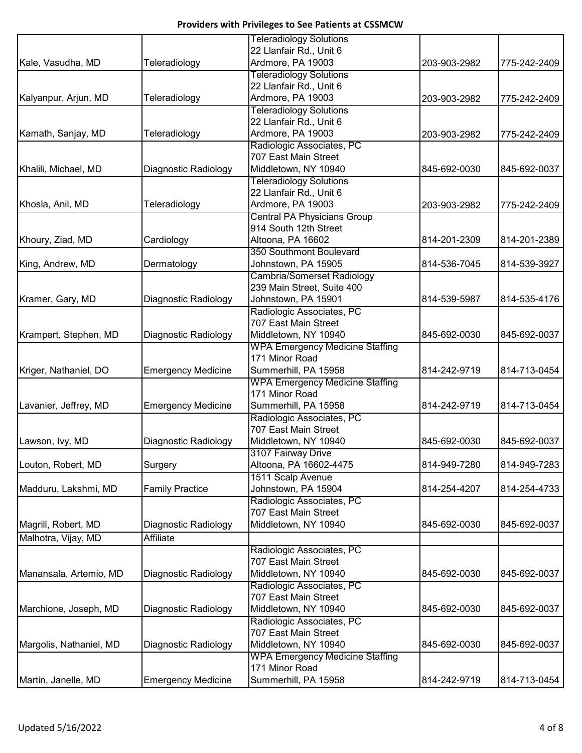**Providers with Privileges to See Patients at CSSMCW**

| | | | | |
|---|---|---|---|---|
| Kale, Vasudha, MD | Teleradiology | Teleradiology Solutions<br>22 Llanfair Rd., Unit 6<br>Ardmore, PA 19003 | 203-903-2982 | 775-242-2409 |
| Kalyanpur, Arjun, MD | Teleradiology | Teleradiology Solutions<br>22 Llanfair Rd., Unit 6<br>Ardmore, PA 19003 | 203-903-2982 | 775-242-2409 |
| Kamath, Sanjay, MD | Teleradiology | Teleradiology Solutions<br>22 Llanfair Rd., Unit 6<br>Ardmore, PA 19003 | 203-903-2982 | 775-242-2409 |
| Khalili, Michael, MD | Diagnostic Radiology | Radiologic Associates, PC<br>707 East Main Street<br>Middletown, NY 10940 | 845-692-0030 | 845-692-0037 |
| Khosla, Anil, MD | Teleradiology | Teleradiology Solutions<br>22 Llanfair Rd., Unit 6<br>Ardmore, PA 19003 | 203-903-2982 | 775-242-2409 |
| Khoury, Ziad, MD | Cardiology | Central PA Physicians Group<br>914 South 12th Street<br>Altoona, PA 16602 | 814-201-2309 | 814-201-2389 |
| King, Andrew, MD | Dermatology | 350 Southmont Boulevard<br>Johnstown, PA 15905 | 814-536-7045 | 814-539-3927 |
| Kramer, Gary, MD | Diagnostic Radiology | Cambria/Somerset Radiology<br>239 Main Street, Suite 400<br>Johnstown, PA 15901 | 814-539-5987 | 814-535-4176 |
| Krampert, Stephen, MD | Diagnostic Radiology | Radiologic Associates, PC<br>707 East Main Street<br>Middletown, NY 10940 | 845-692-0030 | 845-692-0037 |
| Kriger, Nathaniel, DO | Emergency Medicine | WPA Emergency Medicine Staffing<br>171 Minor Road<br>Summerhill, PA 15958 | 814-242-9719 | 814-713-0454 |
| Lavanier, Jeffrey, MD | Emergency Medicine | WPA Emergency Medicine Staffing<br>171 Minor Road<br>Summerhill, PA 15958 | 814-242-9719 | 814-713-0454 |
| Lawson, Ivy, MD | Diagnostic Radiology | Radiologic Associates, PC<br>707 East Main Street<br>Middletown, NY 10940 | 845-692-0030 | 845-692-0037 |
| Louton, Robert, MD | Surgery | 3107 Fairway Drive<br>Altoona, PA 16602-4475 | 814-949-7280 | 814-949-7283 |
| Madduru, Lakshmi, MD | Family Practice | 1511 Scalp Avenue<br>Johnstown, PA 15904 | 814-254-4207 | 814-254-4733 |
| Magrill, Robert, MD | Diagnostic Radiology | Radiologic Associates, PC<br>707 East Main Street<br>Middletown, NY 10940 | 845-692-0030 | 845-692-0037 |
| Malhotra, Vijay, MD | Affiliate | | | |
| Manansala, Artemio, MD | Diagnostic Radiology | Radiologic Associates, PC<br>707 East Main Street<br>Middletown, NY 10940 | 845-692-0030 | 845-692-0037 |
| Marchione, Joseph, MD | Diagnostic Radiology | Radiologic Associates, PC<br>707 East Main Street<br>Middletown, NY 10940 | 845-692-0030 | 845-692-0037 |
| Margolis, Nathaniel, MD | Diagnostic Radiology | Radiologic Associates, PC<br>707 East Main Street<br>Middletown, NY 10940 | 845-692-0030 | 845-692-0037 |
| Martin, Janelle, MD | Emergency Medicine | WPA Emergency Medicine Staffing<br>171 Minor Road<br>Summerhill, PA 15958 | 814-242-9719 | 814-713-0454 |

Updated 5/16/2022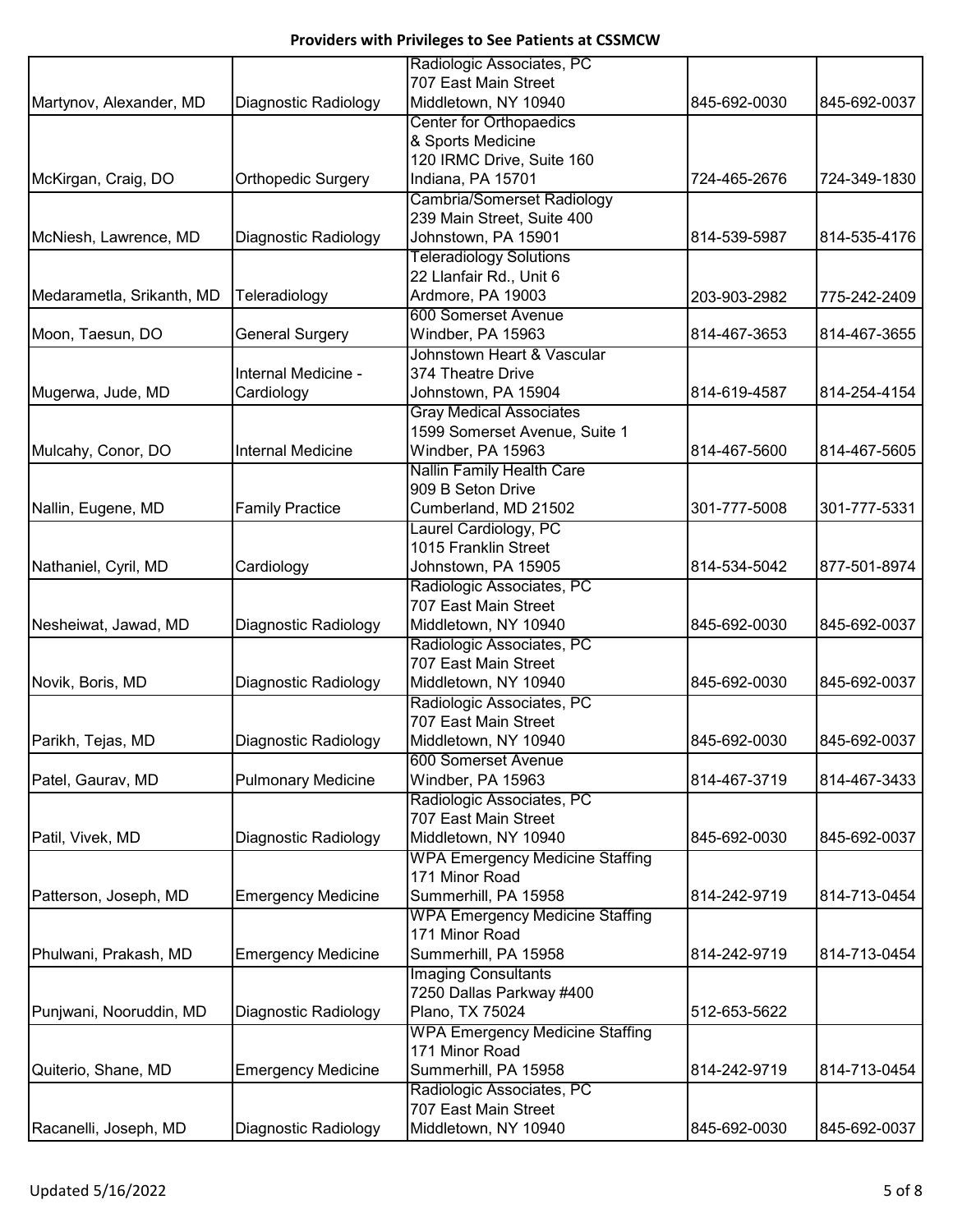**Providers with Privileges to See Patients at CSSMCW**

| | | | | |
|---|---|---|---|---|
| Martynov, Alexander, MD | Diagnostic Radiology | Radiologic Associates, PC<br>707 East Main Street<br>Middletown, NY 10940 | 845-692-0030 | 845-692-0037 |
| McKirgan, Craig, DO | Orthopedic Surgery | Center for Orthopaedics<br>& Sports Medicine<br>120 IRMC Drive, Suite 160<br>Indiana, PA 15701 | 724-465-2676 | 724-349-1830 |
| McNiesh, Lawrence, MD | Diagnostic Radiology | Cambria/Somerset Radiology<br>239 Main Street, Suite 400<br>Johnstown, PA 15901 | 814-539-5987 | 814-535-4176 |
| Medarametla, Srikanth, MD | Teleradiology | Teleradiology Solutions<br>22 Llanfair Rd., Unit 6<br>Ardmore, PA 19003 | 203-903-2982 | 775-242-2409 |
| Moon, Taesun, DO | General Surgery | 600 Somerset Avenue<br>Windber, PA 15963 | 814-467-3653 | 814-467-3655 |
| Mugerwa, Jude, MD | Internal Medicine - Cardiology | Johnstown Heart & Vascular<br>374 Theatre Drive<br>Johnstown, PA 15904 | 814-619-4587 | 814-254-4154 |
| Mulcahy, Conor, DO | Internal Medicine | Gray Medical Associates<br>1599 Somerset Avenue, Suite 1<br>Windber, PA 15963 | 814-467-5600 | 814-467-5605 |
| Nallin, Eugene, MD | Family Practice | Nallin Family Health Care<br>909 B Seton Drive<br>Cumberland, MD 21502 | 301-777-5008 | 301-777-5331 |
| Nathaniel, Cyril, MD | Cardiology | Laurel Cardiology, PC<br>1015 Franklin Street<br>Johnstown, PA 15905 | 814-534-5042 | 877-501-8974 |
| Nesheiwat, Jawad, MD | Diagnostic Radiology | Radiologic Associates, PC<br>707 East Main Street<br>Middletown, NY 10940 | 845-692-0030 | 845-692-0037 |
| Novik, Boris, MD | Diagnostic Radiology | Radiologic Associates, PC<br>707 East Main Street<br>Middletown, NY 10940 | 845-692-0030 | 845-692-0037 |
| Parikh, Tejas, MD | Diagnostic Radiology | Radiologic Associates, PC<br>707 East Main Street<br>Middletown, NY 10940 | 845-692-0030 | 845-692-0037 |
| Patel, Gaurav, MD | Pulmonary Medicine | 600 Somerset Avenue<br>Windber, PA 15963 | 814-467-3719 | 814-467-3433 |
| Patil, Vivek, MD | Diagnostic Radiology | Radiologic Associates, PC<br>707 East Main Street<br>Middletown, NY 10940 | 845-692-0030 | 845-692-0037 |
| Patterson, Joseph, MD | Emergency Medicine | WPA Emergency Medicine Staffing<br>171 Minor Road<br>Summerhill, PA 15958 | 814-242-9719 | 814-713-0454 |
| Phulwani, Prakash, MD | Emergency Medicine | WPA Emergency Medicine Staffing<br>171 Minor Road<br>Summerhill, PA 15958 | 814-242-9719 | 814-713-0454 |
| Punjwani, Nooruddin, MD | Diagnostic Radiology | Imaging Consultants<br>7250 Dallas Parkway #400<br>Plano, TX 75024 | 512-653-5622 | |
| Quiterio, Shane, MD | Emergency Medicine | WPA Emergency Medicine Staffing<br>171 Minor Road<br>Summerhill, PA 15958 | 814-242-9719 | 814-713-0454 |
| Racanelli, Joseph, MD | Diagnostic Radiology | Radiologic Associates, PC<br>707 East Main Street<br>Middletown, NY 10940 | 845-692-0030 | 845-692-0037 |

Updated 5/16/2022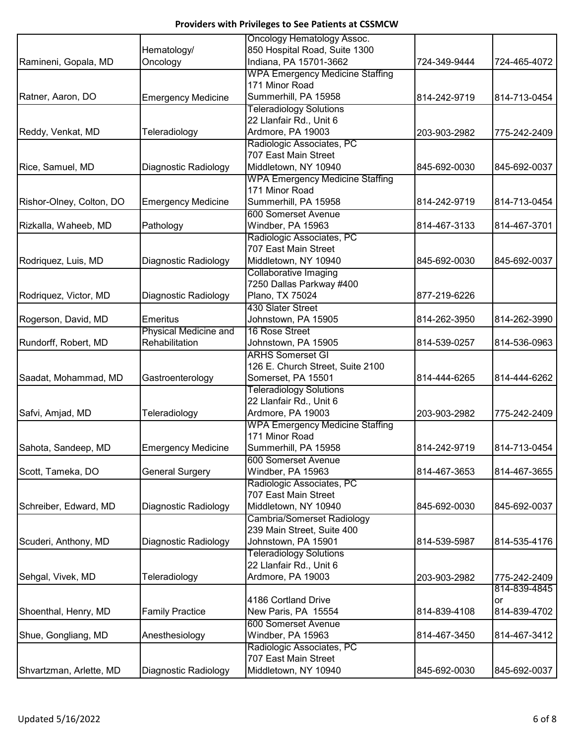# Providers with Privileges to See Patients at CSSMCW

| | | | | |
|---|---|---|---|---|
| Ramineni, Gopala, MD | Hematology/ Oncology | Oncology Hematology Assoc. 850 Hospital Road, Suite 1300 Indiana, PA 15701-3662 | 724-349-9444 | 724-465-4072 |
| Ratner, Aaron, DO | Emergency Medicine | WPA Emergency Medicine Staffing 171 Minor Road Summerhill, PA 15958 | 814-242-9719 | 814-713-0454 |
| Reddy, Venkat, MD | Teleradiology | Teleradiology Solutions 22 Llanfair Rd., Unit 6 Ardmore, PA 19003 | 203-903-2982 | 775-242-2409 |
| Rice, Samuel, MD | Diagnostic Radiology | Radiologic Associates, PC 707 East Main Street Middletown, NY 10940 | 845-692-0030 | 845-692-0037 |
| Rishor-Olney, Colton, DO | Emergency Medicine | WPA Emergency Medicine Staffing 171 Minor Road Summerhill, PA 15958 | 814-242-9719 | 814-713-0454 |
| Rizkalla, Waheeb, MD | Pathology | 600 Somerset Avenue Windber, PA 15963 | 814-467-3133 | 814-467-3701 |
| Rodriquez, Luis, MD | Diagnostic Radiology | Radiologic Associates, PC 707 East Main Street Middletown, NY 10940 | 845-692-0030 | 845-692-0037 |
| Rodriquez, Victor, MD | Diagnostic Radiology | Collaborative Imaging 7250 Dallas Parkway #400 Plano, TX 75024 | 877-219-6226 | |
| Rogerson, David, MD | Emeritus | 430 Slater Street Johnstown, PA 15905 | 814-262-3950 | 814-262-3990 |
| Rundorff, Robert, MD | Physical Medicine and Rehabilitation | 16 Rose Street Johnstown, PA 15905 | 814-539-0257 | 814-536-0963 |
| Saadat, Mohammad, MD | Gastroenterology | ARHS Somerset GI 126 E. Church Street, Suite 2100 Somerset, PA 15501 | 814-444-6265 | 814-444-6262 |
| Safvi, Amjad, MD | Teleradiology | Teleradiology Solutions 22 Llanfair Rd., Unit 6 Ardmore, PA 19003 | 203-903-2982 | 775-242-2409 |
| Sahota, Sandeep, MD | Emergency Medicine | WPA Emergency Medicine Staffing 171 Minor Road Summerhill, PA 15958 | 814-242-9719 | 814-713-0454 |
| Scott, Tameka, DO | General Surgery | 600 Somerset Avenue Windber, PA 15963 | 814-467-3653 | 814-467-3655 |
| Schreiber, Edward, MD | Diagnostic Radiology | Radiologic Associates, PC 707 East Main Street Middletown, NY 10940 | 845-692-0030 | 845-692-0037 |
| Scuderi, Anthony, MD | Diagnostic Radiology | Cambria/Somerset Radiology 239 Main Street, Suite 400 Johnstown, PA 15901 | 814-539-5987 | 814-535-4176 |
| Sehgal, Vivek, MD | Teleradiology | Teleradiology Solutions 22 Llanfair Rd., Unit 6 Ardmore, PA 19003 | 203-903-2982 | 775-242-2409 |
| Shoenthal, Henry, MD | Family Practice | 4186 Cortland Drive New Paris, PA 15554 | 814-839-4108 | 814-839-4845 or 814-839-4702 |
| Shue, Gongliang, MD | Anesthesiology | 600 Somerset Avenue Windber, PA 15963 | 814-467-3450 | 814-467-3412 |
| Shvartzman, Arlette, MD | Diagnostic Radiology | Radiologic Associates, PC 707 East Main Street Middletown, NY 10940 | 845-692-0030 | 845-692-0037 |

Updated 5/16/2022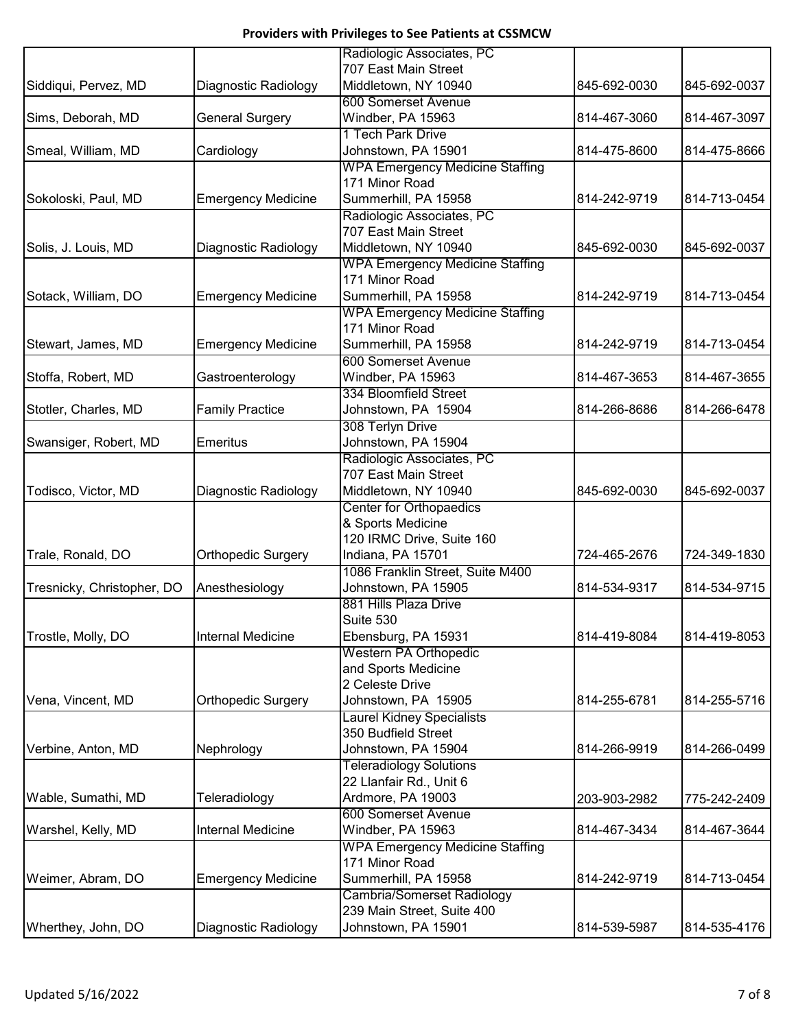# Providers with Privileges to See Patients at CSSMCW

| | | | | |
|---|---|---|---|---|
| Siddiqui, Pervez, MD | Diagnostic Radiology | Radiologic Associates, PC 707 East Main Street Middletown, NY 10940 | 845-692-0030 | 845-692-0037 |
| Sims, Deborah, MD | General Surgery | 600 Somerset Avenue Windber, PA 15963 | 814-467-3060 | 814-467-3097 |
| Smeal, William, MD | Cardiology | 1 Tech Park Drive Johnstown, PA 15901 | 814-475-8600 | 814-475-8666 |
| Sokoloski, Paul, MD | Emergency Medicine | WPA Emergency Medicine Staffing 171 Minor Road Summerhill, PA 15958 | 814-242-9719 | 814-713-0454 |
| Solis, J. Louis, MD | Diagnostic Radiology | Radiologic Associates, PC 707 East Main Street Middletown, NY 10940 | 845-692-0030 | 845-692-0037 |
| Sotack, William, DO | Emergency Medicine | WPA Emergency Medicine Staffing 171 Minor Road Summerhill, PA 15958 | 814-242-9719 | 814-713-0454 |
| Stewart, James, MD | Emergency Medicine | WPA Emergency Medicine Staffing 171 Minor Road Summerhill, PA 15958 | 814-242-9719 | 814-713-0454 |
| Stoffa, Robert, MD | Gastroenterology | 600 Somerset Avenue Windber, PA 15963 | 814-467-3653 | 814-467-3655 |
| Stotler, Charles, MD | Family Practice | 334 Bloomfield Street Johnstown, PA 15904 | 814-266-8686 | 814-266-6478 |
| Swansiger, Robert, MD | Emeritus | 308 Terlyn Drive Johnstown, PA 15904 | | |
| Todisco, Victor, MD | Diagnostic Radiology | Radiologic Associates, PC 707 East Main Street Middletown, NY 10940 | 845-692-0030 | 845-692-0037 |
| Trale, Ronald, DO | Orthopedic Surgery | Center for Orthopaedics & Sports Medicine 120 IRMC Drive, Suite 160 Indiana, PA 15701 | 724-465-2676 | 724-349-1830 |
| Tresnicky, Christopher, DO | Anesthesiology | 1086 Franklin Street, Suite M400 Johnstown, PA 15905 | 814-534-9317 | 814-534-9715 |
| Trostle, Molly, DO | Internal Medicine | 881 Hills Plaza Drive Suite 530 Ebensburg, PA 15931 | 814-419-8084 | 814-419-8053 |
| Vena, Vincent, MD | Orthopedic Surgery | Western PA Orthopedic and Sports Medicine 2 Celeste Drive Johnstown, PA 15905 | 814-255-6781 | 814-255-5716 |
| Verbine, Anton, MD | Nephrology | Laurel Kidney Specialists 350 Budfield Street Johnstown, PA 15904 | 814-266-9919 | 814-266-0499 |
| Wable, Sumathi, MD | Teleradiology | Teleradiology Solutions 22 Llanfair Rd., Unit 6 Ardmore, PA 19003 | 203-903-2982 | 775-242-2409 |
| Warshel, Kelly, MD | Internal Medicine | 600 Somerset Avenue Windber, PA 15963 | 814-467-3434 | 814-467-3644 |
| Weimer, Abram, DO | Emergency Medicine | WPA Emergency Medicine Staffing 171 Minor Road Summerhill, PA 15958 | 814-242-9719 | 814-713-0454 |
| Wherthey, John, DO | Diagnostic Radiology | Cambria/Somerset Radiology 239 Main Street, Suite 400 Johnstown, PA 15901 | 814-539-5987 | 814-535-4176 |

Updated 5/16/2022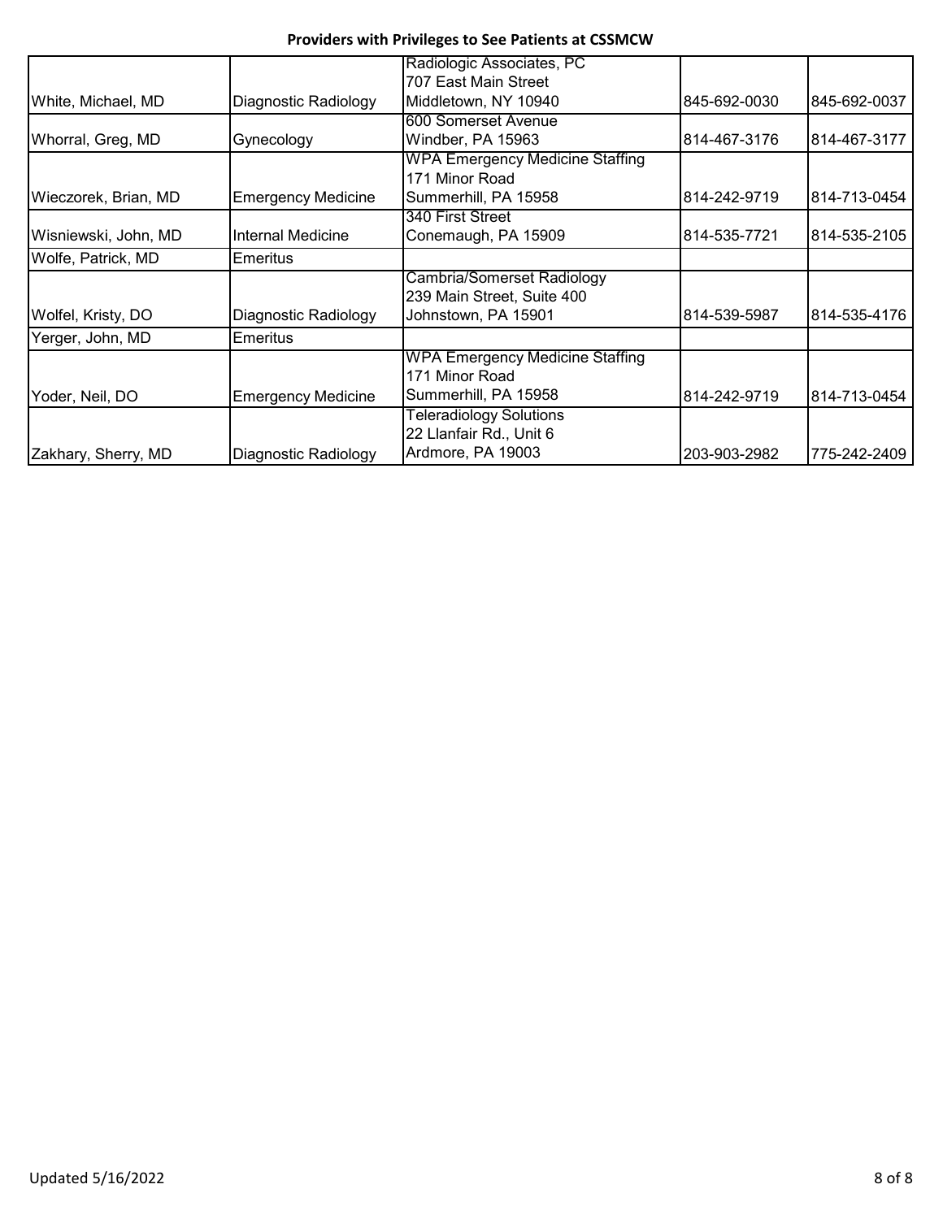**Providers with Privileges to See Patients at CSSMCW**

| | | | | |
|---|---|---|---|---|
| White, Michael, MD | Diagnostic Radiology | Radiologic Associates, PC<br>707 East Main Street<br>Middletown, NY 10940 | 845-692-0030 | 845-692-0037 |
| Whorral, Greg, MD | Gynecology | 600 Somerset Avenue<br>Windber, PA 15963 | 814-467-3176 | 814-467-3177 |
| Wieczorek, Brian, MD | Emergency Medicine | WPA Emergency Medicine Staffing<br>171 Minor Road<br>Summerhill, PA 15958 | 814-242-9719 | 814-713-0454 |
| Wisniewski, John, MD | Internal Medicine | 340 First Street<br>Conemaugh, PA 15909 | 814-535-7721 | 814-535-2105 |
| Wolfe, Patrick, MD | Emeritus | | | |
| Wolfel, Kristy, DO | Diagnostic Radiology | Cambria/Somerset Radiology<br>239 Main Street, Suite 400<br>Johnstown, PA 15901 | 814-539-5987 | 814-535-4176 |
| Yerger, John, MD | Emeritus | | | |
| Yoder, Neil, DO | Emergency Medicine | WPA Emergency Medicine Staffing<br>171 Minor Road<br>Summerhill, PA 15958 | 814-242-9719 | 814-713-0454 |
| Zakhary, Sherry, MD | Diagnostic Radiology | Teleradiology Solutions<br>22 Llanfair Rd., Unit 6<br>Ardmore, PA 19003 | 203-903-2982 | 775-242-2409 |

Updated 5/16/2022